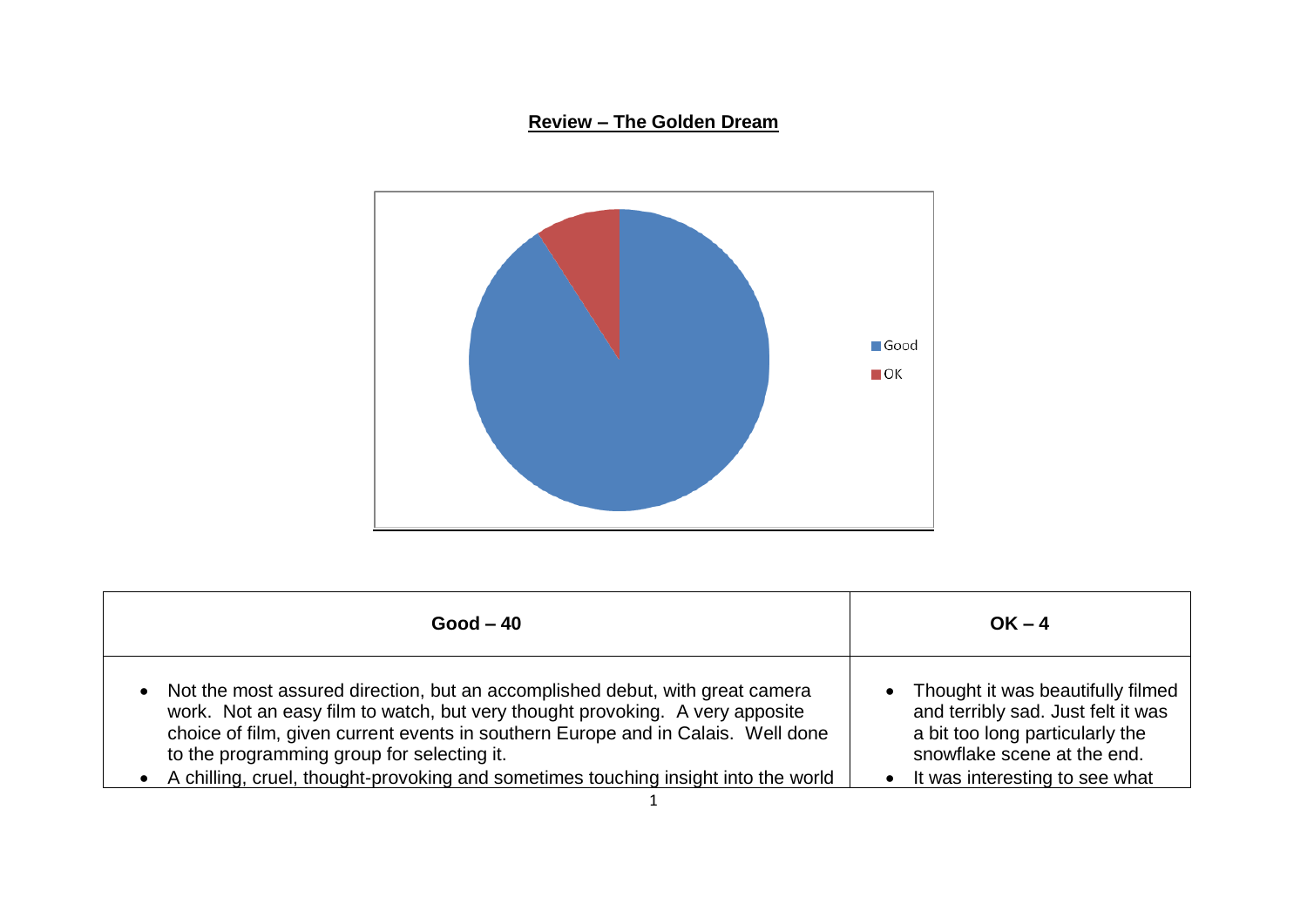**Review – The Golden Dream**

| Good – 40 | OK – 4 |
| --- | --- |
| • Not the most assured direction, but an accomplished debut, with great camera work. Not an easy film to watch, but very thought provoking. A very apposite choice of film, given current events in southern Europe and in Calais. Well done to the programming group for selecting it.<br>• A chilling, cruel, thought-provoking and sometimes touching insight into the world | • Thought it was beautifully filmed and terribly sad. Just felt it was a bit too long particularly the snowflake scene at the end.<br>• It was interesting to see what |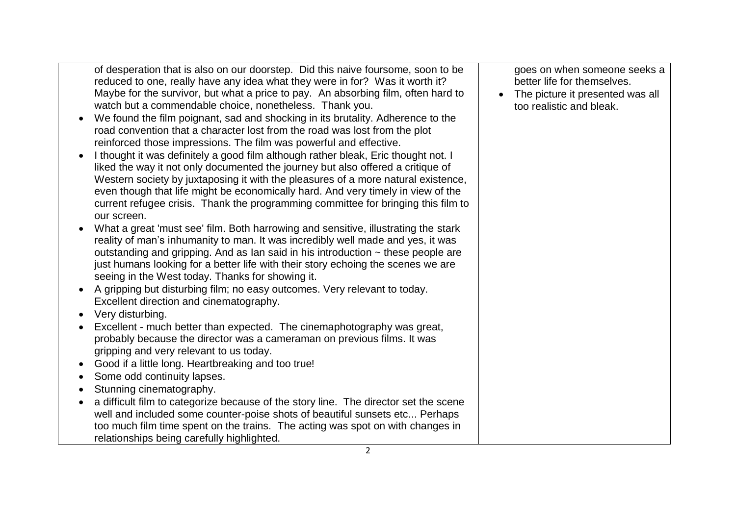| | |
|---|---|
| of desperation that is also on our doorstep. Did this naive foursome, soon to be reduced to one, really have any idea what they were in for? Was it worth it? Maybe for the survivor, but what a price to pay. An absorbing film, often hard to watch but a commendable choice, nonetheless. Thank you.<br>• We found the film poignant, sad and shocking in its brutality. Adherence to the road convention that a character lost from the road was lost from the plot reinforced those impressions. The film was powerful and effective.<br>• I thought it was definitely a good film although rather bleak, Eric thought not. I liked the way it not only documented the journey but also offered a critique of Western society by juxtaposing it with the pleasures of a more natural existence, even though that life might be economically hard. And very timely in view of the current refugee crisis. Thank the programming committee for bringing this film to our screen.<br>• What a great 'must see' film. Both harrowing and sensitive, illustrating the stark reality of man's inhumanity to man. It was incredibly well made and yes, it was outstanding and gripping. And as Ian said in his introduction ~ these people are just humans looking for a better life with their story echoing the scenes we are seeing in the West today. Thanks for showing it.<br>• A gripping but disturbing film; no easy outcomes. Very relevant to today. Excellent direction and cinematography.<br>• Very disturbing.<br>• Excellent - much better than expected. The cinemaphotography was great, probably because the director was a cameraman on previous films. It was gripping and very relevant to us today.<br>• Good if a little long. Heartbreaking and too true!<br>• Some odd continuity lapses.<br>• Stunning cinematography.<br>• a difficult film to categorize because of the story line. The director set the scene well and included some counter-poise shots of beautiful sunsets etc... Perhaps too much film time spent on the trains. The acting was spot on with changes in relationships being carefully highlighted. | goes on when someone seeks a better life for themselves.<br>• The picture it presented was all too realistic and bleak. |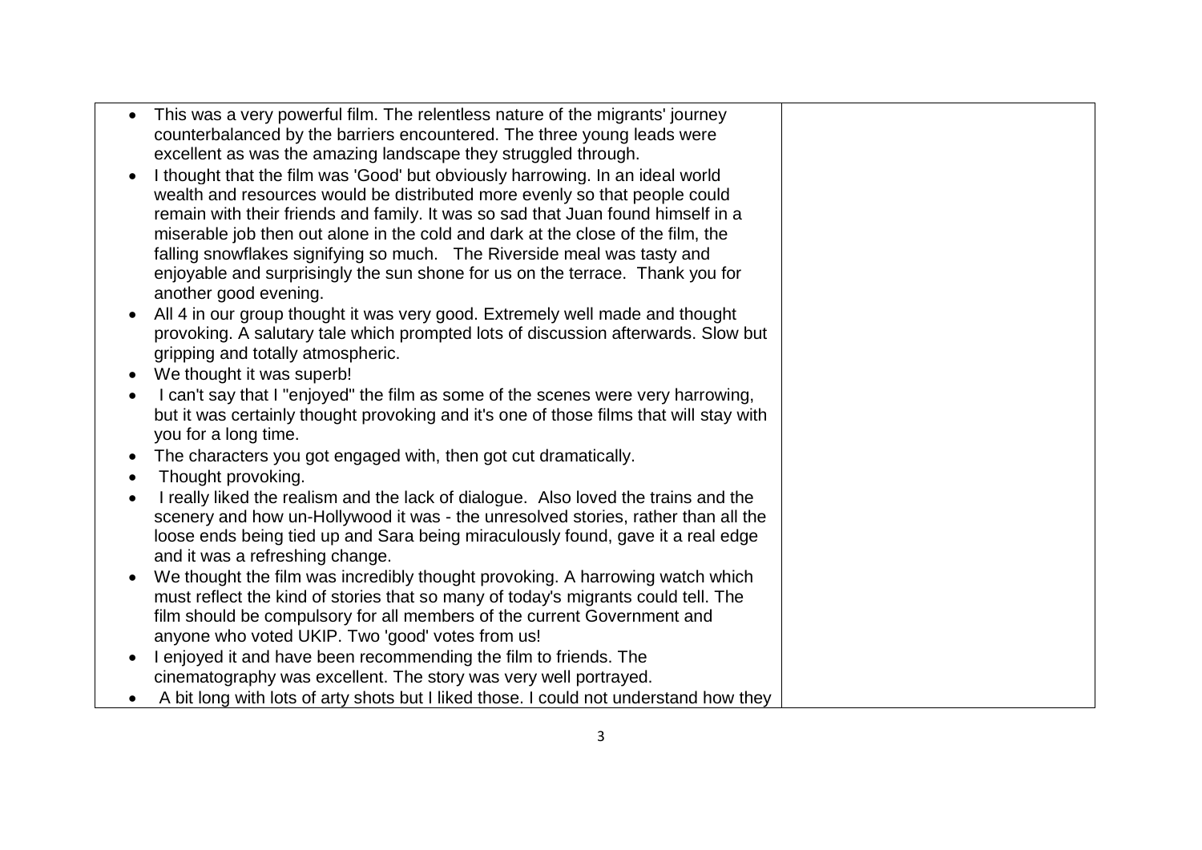| | |
|---|---|
| • This was a very powerful film. The relentless nature of the migrants' journey counterbalanced by the barriers encountered. The three young leads were excellent as was the amazing landscape they struggled through.<br>• I thought that the film was 'Good' but obviously harrowing. In an ideal world wealth and resources would be distributed more evenly so that people could remain with their friends and family. It was so sad that Juan found himself in a miserable job then out alone in the cold and dark at the close of the film, the falling snowflakes signifying so much. The Riverside meal was tasty and enjoyable and surprisingly the sun shone for us on the terrace. Thank you for another good evening.<br>• All 4 in our group thought it was very good. Extremely well made and thought provoking. A salutary tale which prompted lots of discussion afterwards. Slow but gripping and totally atmospheric.<br>• We thought it was superb!<br>• I can't say that I "enjoyed" the film as some of the scenes were very harrowing, but it was certainly thought provoking and it's one of those films that will stay with you for a long time.<br>• The characters you got engaged with, then got cut dramatically.<br>• Thought provoking.<br>• I really liked the realism and the lack of dialogue. Also loved the trains and the scenery and how un-Hollywood it was - the unresolved stories, rather than all the loose ends being tied up and Sara being miraculously found, gave it a real edge and it was a refreshing change.<br>• We thought the film was incredibly thought provoking. A harrowing watch which must reflect the kind of stories that so many of today's migrants could tell. The film should be compulsory for all members of the current Government and anyone who voted UKIP. Two 'good' votes from us!<br>• I enjoyed it and have been recommending the film to friends. The cinematography was excellent. The story was very well portrayed.<br>• A bit long with lots of arty shots but I liked those. I could not understand how they | |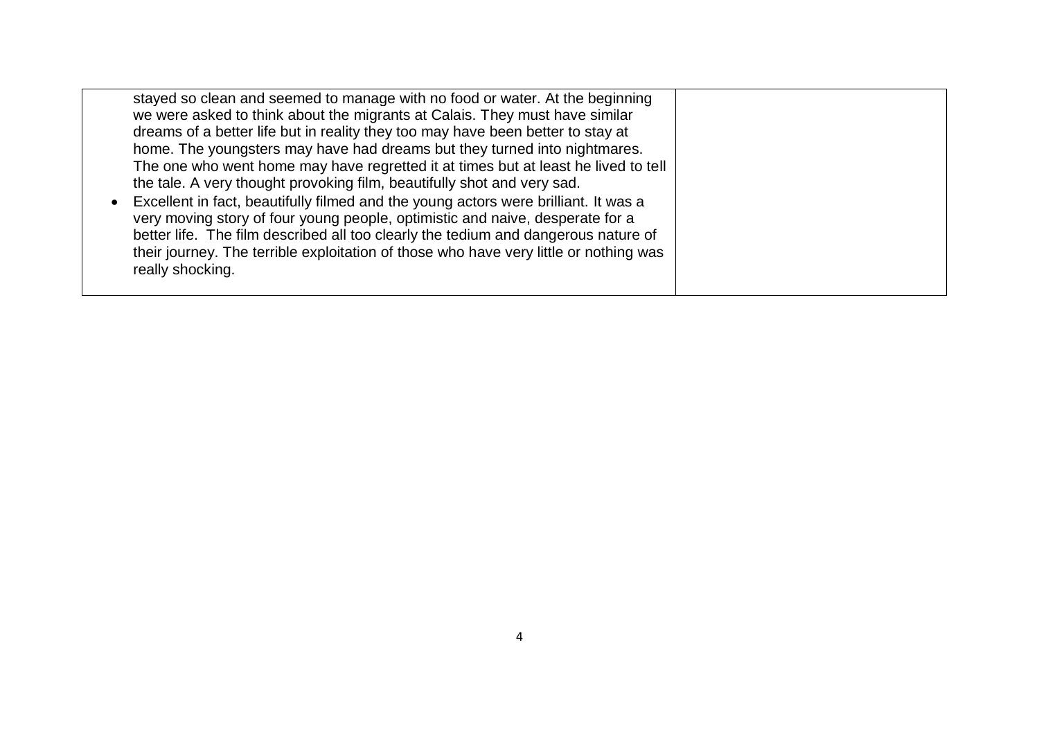| | |
|---|---|
| stayed so clean and seemed to manage with no food or water. At the beginning we were asked to think about the migrants at Calais. They must have similar dreams of a better life but in reality they too may have been better to stay at home. The youngsters may have had dreams but they turned into nightmares. The one who went home may have regretted it at times but at least he lived to tell the tale. A very thought provoking film, beautifully shot and very sad.<br>• Excellent in fact, beautifully filmed and the young actors were brilliant. It was a very moving story of four young people, optimistic and naive, desperate for a better life. The film described all too clearly the tedium and dangerous nature of their journey. The terrible exploitation of those who have very little or nothing was really shocking. | |